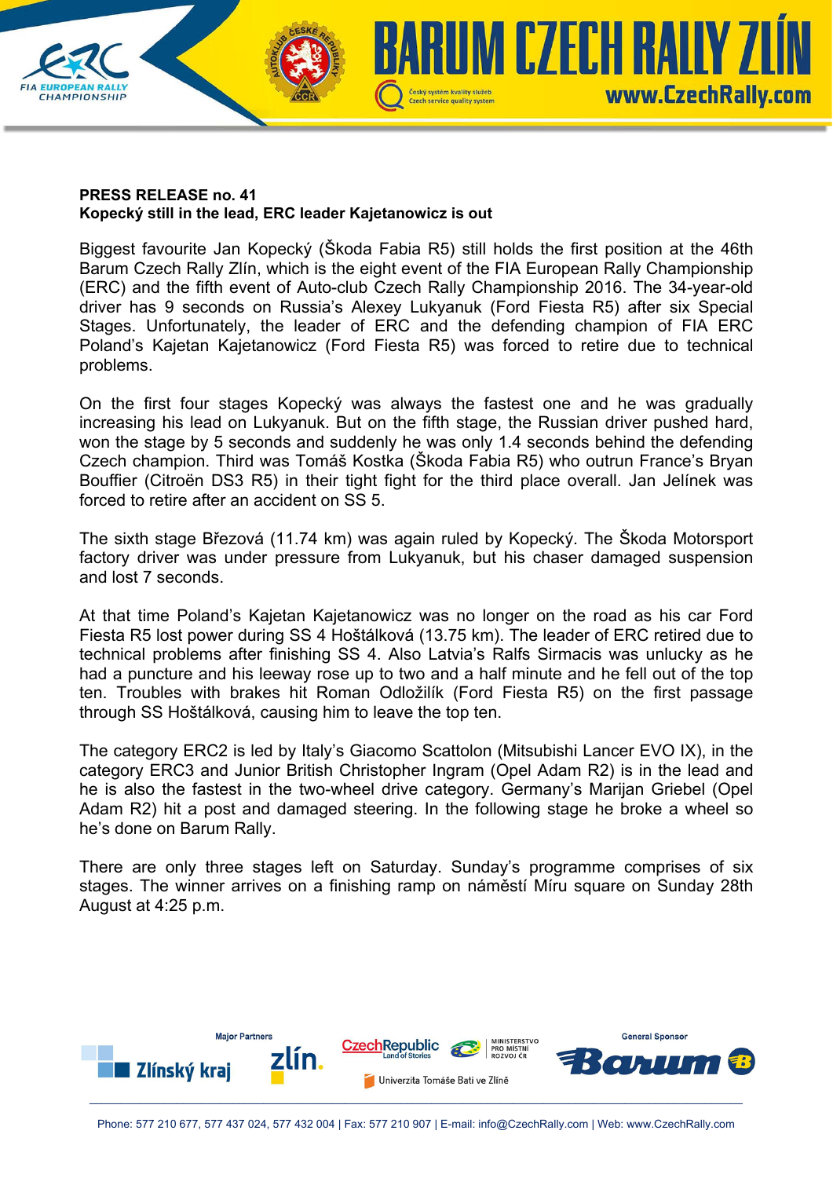**PRESS RELEASE no. 41**
**Kopecký still in the lead, ERC leader Kajetanowicz is out**

Biggest favourite Jan Kopecký (Škoda Fabia R5) still holds the first position at the 46th Barum Czech Rally Zlín, which is the eight event of the FIA European Rally Championship (ERC) and the fifth event of Auto-club Czech Rally Championship 2016. The 34-year-old driver has 9 seconds on Russia's Alexey Lukyanuk (Ford Fiesta R5) after six Special Stages. Unfortunately, the leader of ERC and the defending champion of FIA ERC Poland's Kajetan Kajetanowicz (Ford Fiesta R5) was forced to retire due to technical problems.

On the first four stages Kopecký was always the fastest one and he was gradually increasing his lead on Lukyanuk. But on the fifth stage, the Russian driver pushed hard, won the stage by 5 seconds and suddenly he was only 1.4 seconds behind the defending Czech champion. Third was Tomáš Kostka (Škoda Fabia R5) who outrun France's Bryan Bouffier (Citroën DS3 R5) in their tight fight for the third place overall. Jan Jelínek was forced to retire after an accident on SS 5.

The sixth stage Březová (11.74 km) was again ruled by Kopecký. The Škoda Motorsport factory driver was under pressure from Lukyanuk, but his chaser damaged suspension and lost 7 seconds.

At that time Poland's Kajetan Kajetanowicz was no longer on the road as his car Ford Fiesta R5 lost power during SS 4 Hoštálková (13.75 km). The leader of ERC retired due to technical problems after finishing SS 4. Also Latvia's Ralfs Sirmacis was unlucky as he had a puncture and his leeway rose up to two and a half minute and he fell out of the top ten. Troubles with brakes hit Roman Odložilík (Ford Fiesta R5) on the first passage through SS Hoštálková, causing him to leave the top ten.

The category ERC2 is led by Italy's Giacomo Scattolon (Mitsubishi Lancer EVO IX), in the category ERC3 and Junior British Christopher Ingram (Opel Adam R2) is in the lead and he is also the fastest in the two-wheel drive category. Germany's Marijan Griebel (Opel Adam R2) hit a post and damaged steering. In the following stage he broke a wheel so he's done on Barum Rally.

There are only three stages left on Saturday. Sunday's programme comprises of six stages. The winner arrives on a finishing ramp on náměstí Míru square on Sunday 28th August at 4:25 p.m.

Phone: 577 210 677, 577 437 024, 577 432 004 | Fax: 577 210 907 | E-mail: info@CzechRally.com | Web: www.CzechRally.com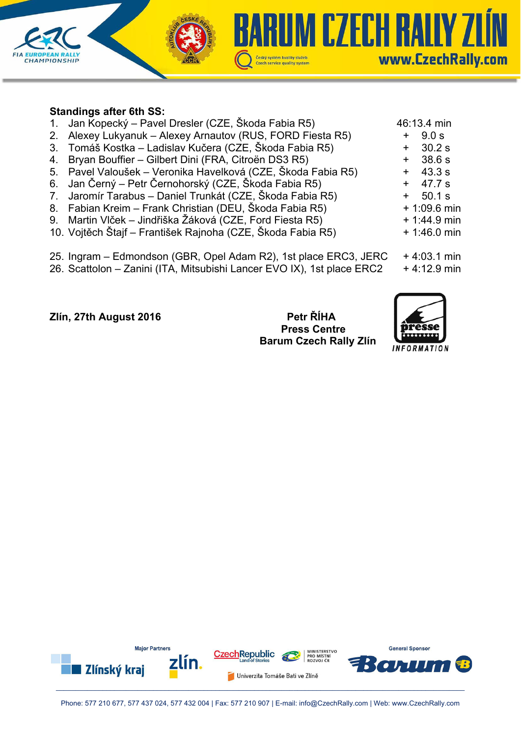**Standings after 6th SS:**

| | | |
|---|---|---|
| 1. | Jan Kopecký – Pavel Dresler (CZE, Škoda Fabia R5) | 46:13.4 min |
| 2. | Alexey Lukyanuk – Alexey Arnautov (RUS, FORD Fiesta R5) | + 9.0 s |
| 3. | Tomáš Kostka – Ladislav Kučera (CZE, Škoda Fabia R5) | + 30.2 s |
| 4. | Bryan Bouffier – Gilbert Dini (FRA, Citroën DS3 R5) | + 38.6 s |
| 5. | Pavel Valoušek – Veronika Havelková (CZE, Škoda Fabia R5) | + 43.3 s |
| 6. | Jan Černý – Petr Černohorský (CZE, Škoda Fabia R5) | + 47.7 s |
| 7. | Jaromír Tarabus – Daniel Trunkát (CZE, Škoda Fabia R5) | + 50.1 s |
| 8. | Fabian Kreim – Frank Christian (DEU, Škoda Fabia R5) | + 1:09.6 min |
| 9. | Martin Vlček – Jindřiška Žáková (CZE, Ford Fiesta R5) | + 1:44.9 min |
| 10. | Vojtěch Štajf – František Rajnoha (CZE, Škoda Fabia R5) | + 1:46.0 min |
| 25. | Ingram – Edmondson (GBR, Opel Adam R2), 1st place ERC3, JERC | + 4:03.1 min |
| 26. | Scattolon – Zanini (ITA, Mitsubishi Lancer EVO IX), 1st place ERC2 | + 4:12.9 min |

**Zlín, 27th August 2016**

**Petr ŘÍHA**
**Press Centre**
**Barum Czech Rally Zlín**